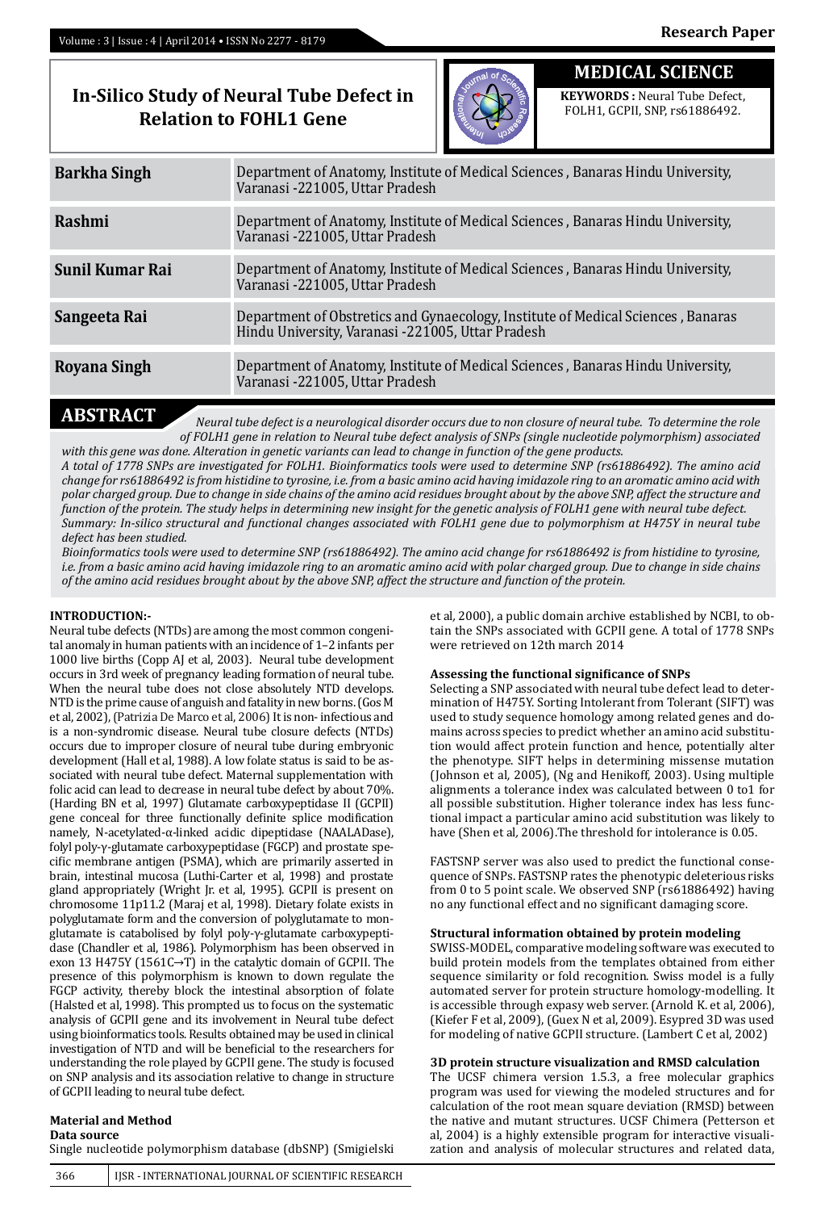# In-Silico Study of Neural Tube Defect in Relation to FOHL1 Gene

**MEDICAL SCIENCE**

**KEYWORDS :** Neural Tube Defect, FOLH1, GCPII, SNP, rs61886492.

| | |
|---|---|
| **Barkha Singh** | Department of Anatomy, Institute of Medical Sciences , Banaras Hindu University, Varanasi -221005, Uttar Pradesh |
| **Rashmi** | Department of Anatomy, Institute of Medical Sciences , Banaras Hindu University, Varanasi -221005, Uttar Pradesh |
| **Sunil Kumar Rai** | Department of Anatomy, Institute of Medical Sciences , Banaras Hindu University, Varanasi -221005, Uttar Pradesh |
| **Sangeeta Rai** | Department of Obstretics and Gynaecology, Institute of Medical Sciences , Banaras Hindu University, Varanasi -221005, Uttar Pradesh |
| **Royana Singh** | Department of Anatomy, Institute of Medical Sciences , Banaras Hindu University, Varanasi -221005, Uttar Pradesh |

## ABSTRACT

*Neural tube defect is a neurological disorder occurs due to non closure of neural tube. To determine the role of FOLH1 gene in relation to Neural tube defect analysis of SNPs (single nucleotide polymorphism) associated with this gene was done. Alteration in genetic variants can lead to change in function of the gene products.*

*A total of 1778 SNPs are investigated for FOLH1. Bioinformatics tools were used to determine SNP (rs61886492). The amino acid change for rs61886492 is from histidine to tyrosine, i.e. from a basic amino acid having imidazole ring to an aromatic amino acid with polar charged group. Due to change in side chains of the amino acid residues brought about by the above SNP, affect the structure and function of the protein. The study helps in determining new insight for the genetic analysis of FOLH1 gene with neural tube defect.*

*Summary: In-silico structural and functional changes associated with FOLH1 gene due to polymorphism at H475Y in neural tube defect has been studied.*

*Bioinformatics tools were used to determine SNP (rs61886492). The amino acid change for rs61886492 is from histidine to tyrosine, i.e. from a basic amino acid having imidazole ring to an aromatic amino acid with polar charged group. Due to change in side chains of the amino acid residues brought about by the above SNP, affect the structure and function of the protein.*

### INTRODUCTION:-

Neural tube defects (NTDs) are among the most common congenital anomaly in human patients with an incidence of 1–2 infants per 1000 live births (Copp AJ et al, 2003). Neural tube development occurs in 3rd week of pregnancy leading formation of neural tube. When the neural tube does not close absolutely NTD develops. NTD is the prime cause of anguish and fatality in new borns. (Gos M et al, 2002), (Patrizia De Marco et al, 2006) It is non- infectious and is a non-syndromic disease. Neural tube closure defects (NTDs) occurs due to improper closure of neural tube during embryonic development (Hall et al, 1988). A low folate status is said to be associated with neural tube defect. Maternal supplementation with folic acid can lead to decrease in neural tube defect by about 70%. (Harding BN et al, 1997) Glutamate carboxypeptidase II (GCPII) gene conceal for three functionally definite splice modification namely, N-acetylated-α-linked acidic dipeptidase (NAALADase), folyl poly-γ-glutamate carboxypeptidase (FGCP) and prostate specific membrane antigen (PSMA), which are primarily asserted in brain, intestinal mucosa (Luthi-Carter et al, 1998) and prostate gland appropriately (Wright Jr. et al, 1995). GCPII is present on chromosome 11p11.2 (Maraj et al, 1998). Dietary folate exists in polyglutamate form and the conversion of polyglutamate to monglutamate is catabolised by folyl poly-γ-glutamate carboxypeptidase (Chandler et al, 1986). Polymorphism has been observed in exon 13 H475Y (1561C→T) in the catalytic domain of GCPII. The presence of this polymorphism is known to down regulate the FGCP activity, thereby block the intestinal absorption of folate (Halsted et al, 1998). This prompted us to focus on the systematic analysis of GCPII gene and its involvement in Neural tube defect using bioinformatics tools. Results obtained may be used in clinical investigation of NTD and will be beneficial to the researchers for understanding the role played by GCPII gene. The study is focused on SNP analysis and its association relative to change in structure of GCPII leading to neural tube defect.

### Material and Method

**Data source**

Single nucleotide polymorphism database (dbSNP) (Smigielski et al, 2000), a public domain archive established by NCBI, to obtain the SNPs associated with GCPII gene. A total of 1778 SNPs were retrieved on 12th march 2014

**Assessing the functional significance of SNPs**

Selecting a SNP associated with neural tube defect lead to determination of H475Y. Sorting Intolerant from Tolerant (SIFT) was used to study sequence homology among related genes and domains across species to predict whether an amino acid substitution would affect protein function and hence, potentially alter the phenotype. SIFT helps in determining missense mutation (Johnson et al, 2005), (Ng and Henikoff, 2003). Using multiple alignments a tolerance index was calculated between 0 to1 for all possible substitution. Higher tolerance index has less functional impact a particular amino acid substitution was likely to have (Shen et al, 2006).The threshold for intolerance is 0.05.

FASTSNP server was also used to predict the functional consequence of SNPs. FASTSNP rates the phenotypic deleterious risks from 0 to 5 point scale. We observed SNP (rs61886492) having no any functional effect and no significant damaging score.

**Structural information obtained by protein modeling**

SWISS-MODEL, comparative modeling software was executed to build protein models from the templates obtained from either sequence similarity or fold recognition. Swiss model is a fully automated server for protein structure homology-modelling. It is accessible through expasy web server. (Arnold K. et al, 2006), (Kiefer F et al, 2009), (Guex N et al, 2009). Esypred 3D was used for modeling of native GCPII structure. (Lambert C et al, 2002)

**3D protein structure visualization and RMSD calculation**

The UCSF chimera version 1.5.3, a free molecular graphics program was used for viewing the modeled structures and for calculation of the root mean square deviation (RMSD) between the native and mutant structures. UCSF Chimera (Petterson et al, 2004) is a highly extensible program for interactive visualization and analysis of molecular structures and related data,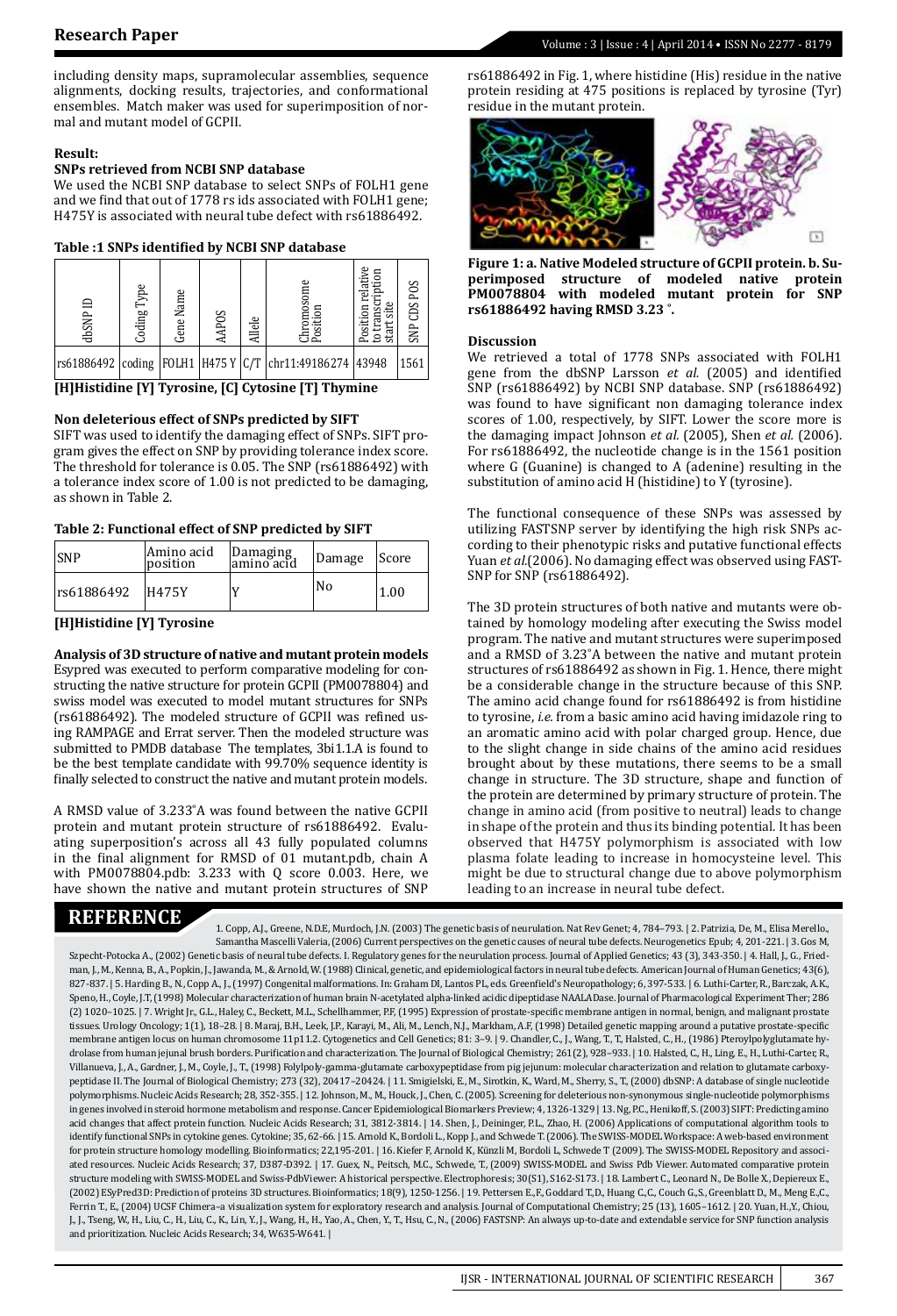including density maps, supramolecular assemblies, sequence alignments, docking results, trajectories, and conformational ensembles. Match maker was used for superimposition of normal and mutant model of GCPII.

**Result:**

**SNPs retrieved from NCBI SNP database**

We used the NCBI SNP database to select SNPs of FOLH1 gene and we find that out of 1778 rs ids associated with FOLH1 gene; H475Y is associated with neural tube defect with rs61886492.

**Table :1 SNPs identified by NCBI SNP database**

| dbSNP ID | Coding Type | Gene Name | AAPOS | Allele | Chromosome Position | Position relative to transcription start site | SNP CDS POS |
|---|---|---|---|---|---|---|---|
| rs61886492 | coding | FOLH1 | H475 Y | C/T | chr11:49186274 | 43948 | 1561 |

**[H]Histidine [Y] Tyrosine, [C] Cytosine [T] Thymine**

**Non deleterious effect of SNPs predicted by SIFT**

SIFT was used to identify the damaging effect of SNPs. SIFT program gives the effect on SNP by providing tolerance index score. The threshold for tolerance is 0.05. The SNP (rs61886492) with a tolerance index score of 1.00 is not predicted to be damaging, as shown in Table 2.

**Table 2: Functional effect of SNP predicted by SIFT**

| SNP | Amino acid position | Damaging amino acid | Damage | Score |
|---|---|---|---|---|
| rs61886492 | H475Y | Y | No | 1.00 |

**[H]Histidine [Y] Tyrosine**

**Analysis of 3D structure of native and mutant protein models**

Esypred was executed to perform comparative modeling for constructing the native structure for protein GCPII (PM0078804) and swiss model was executed to model mutant structures for SNPs (rs61886492). The modeled structure of GCPII was refined using RAMPAGE and Errat server. Then the modeled structure was submitted to PMDB database The templates, 3bi1.1.A is found to be the best template candidate with 99.70% sequence identity is finally selected to construct the native and mutant protein models.

A RMSD value of 3.233˚A was found between the native GCPII protein and mutant protein structure of rs61886492. Evaluating superposition's across all 43 fully populated columns in the final alignment for RMSD of 01 mutant.pdb, chain A with PM0078804.pdb: 3.233 with Q score 0.003. Here, we have shown the native and mutant protein structures of SNP rs61886492 in Fig. 1, where histidine (His) residue in the native protein residing at 475 positions is replaced by tyrosine (Tyr) residue in the mutant protein.

**Figure 1: a. Native Modeled structure of GCPII protein. b. Superimposed structure of modeled native protein PM0078804 with modeled mutant protein for SNP rs61886492 having RMSD 3.23 ˚.**

**Discussion**

We retrieved a total of 1778 SNPs associated with FOLH1 gene from the dbSNP Larsson *et al.* (2005) and identified SNP (rs61886492) by NCBI SNP database. SNP (rs61886492) was found to have significant non damaging tolerance index scores of 1.00, respectively, by SIFT. Lower the score more is the damaging impact Johnson *et al.* (2005), Shen *et al.* (2006). For rs61886492, the nucleotide change is in the 1561 position where G (Guanine) is changed to A (adenine) resulting in the substitution of amino acid H (histidine) to Y (tyrosine).

The functional consequence of these SNPs was assessed by utilizing FASTSNP server by identifying the high risk SNPs according to their phenotypic risks and putative functional effects Yuan *et al.*(2006). No damaging effect was observed using FAST-SNP for SNP (rs61886492).

The 3D protein structures of both native and mutants were obtained by homology modeling after executing the Swiss model program. The native and mutant structures were superimposed and a RMSD of 3.23˚A between the native and mutant protein structures of rs61886492 as shown in Fig. 1. Hence, there might be a considerable change in the structure because of this SNP. The amino acid change found for rs61886492 is from histidine to tyrosine, *i.e.* from a basic amino acid having imidazole ring to an aromatic amino acid with polar charged group. Hence, due to the slight change in side chains of the amino acid residues brought about by these mutations, there seems to be a small change in structure. The 3D structure, shape and function of the protein are determined by primary structure of protein. The change in amino acid (from positive to neutral) leads to change in shape of the protein and thus its binding potential. It has been observed that H475Y polymorphism is associated with low plasma folate leading to increase in homocysteine level. This might be due to structural change due to above polymorphism leading to an increase in neural tube defect.

## REFERENCE

1. Copp, A.J., Greene, N.D.E, Murdoch, J.N. (2003) The genetic basis of neurulation. Nat Rev Genet; 4, 784–793. | 2. Patrizia, De, M., Elisa Merello., Samantha Mascelli Valeria, (2006) Current perspectives on the genetic causes of neural tube defects. Neurogenetics Epub; 4, 201-221. | 3. Gos M, Szpecht-Potocka A., (2002) Genetic basis of neural tube defects. I. Regulatory genes for the neurulation process. Journal of Applied Genetics; 43 (3), 343-350. | 4. Hall, J., G., Friedman, J., M., Kenna, B., A., Popkin, J., Jawanda, M., & Arnold, W. (1988) Clinical, genetic, and epidemiological factors in neural tube defects. American Journal of Human Genetics; 43(6), 827-837. | 5. Harding B., N., Copp A., J., (1997) Congenital malformations. In: Graham DI, Lantos PL, eds. Greenfield's Neuropathology; 6, 397-533. | 6. Luthi-Carter, R., Barczak, A.K., Speno, H., Coyle, J.T, (1998) Molecular characterization of human brain N-acetylated alpha-linked acidic dipeptidase NAALADase. Journal of Pharmacological Experiment Ther; 286 (2) 1020–1025. | 7. Wright Jr., G.L., Haley, C., Beckett, M.L., Schellhammer, P.F, (1995) Expression of prostate-specific membrane antigen in normal, benign, and malignant prostate tissues. Urology Oncology; 1(1), 18–28. | 8. Maraj, B.H., Leek, J.P., Karayi, M., Ali, M., Lench, N.J., Markham, A.F, (1998) Detailed genetic mapping around a putative prostate-specific membrane antigen locus on human chromosome 11p11.2. Cytogenetics and Cell Genetics; 81: 3–9. | 9. Chandler, C., J., Wang, T., T., Halsted, C., H., (1986) Pteroylpolyglutamate hydrolase from human jejunal brush borders. Purification and characterization. The Journal of Biological Chemistry; 261(2), 928–933. | 10. Halsted, C., H., Ling, E., H., Luthi-Carter, R., Villanueva, J., A., Gardner, J., M., Coyle, J., T., (1998) Folylpoly-gamma-glutamate carboxypeptidase from pig jejunum: molecular characterization and relation to glutamate carboxypeptidase II. The Journal of Biological Chemistry; 273 (32), 20417–20424. | 11. Smigielski, E., M., Sirotkin, K., Ward, M., Sherry, S., T., (2000) dbSNP: A database of single nucleotide polymorphisms. Nucleic Acids Research; 28, 352-355. | 12. Johnson, M., M., Houck, J., Chen, C. (2005). Screening for deleterious non-synonymous single-nucleotide polymorphisms in genes involved in steroid hormone metabolism and response. Cancer Epidemiological Biomarkers Preview; 4, 1326-1329 | 13. Ng, P.C., Henikoff, S. (2003) SIFT: Predicting amino acid changes that affect protein function. Nucleic Acids Research; 31, 3812-3814. | 14. Shen, J., Deininger, P.L., Zhao, H. (2006) Applications of computational algorithm tools to identify functional SNPs in cytokine genes. Cytokine; 35, 62-66. | 15. Arnold K, Bordoli L., Kopp J., and Schwede T. (2006). The SWISS-MODEL Workspace: A web-based environment for protein structure homology modelling. Bioinformatics; 22,195-201. | 16. Kiefer F, Arnold K, Künzli M, Bordoli L, Schwede T (2009). The SWISS-MODEL Repository and associated resources. Nucleic Acids Research; 37, D387-D392. | 17. Guex, N., Peitsch, M.C., Schwede, T., (2009) SWISS-MODEL and Swiss Pdb Viewer. Automated comparative protein structure modeling with SWISS-MODEL and Swiss-PdbViewer: A historical perspective. Electrophoresis; 30(S1), S162-S173. | 18. Lambert C., Leonard N., De Bolle X., Depiereux E., (2002) ESyPred3D: Prediction of proteins 3D structures. Bioinformatics; 18(9), 1250-1256. | 19. Pettersen E.,F., Goddard T.,D., Huang C.,C., Couch G.,S., Greenblatt D., M., Meng E.,C., Ferrin T., E., (2004) UCSF Chimera–a visualization system for exploratory research and analysis. Journal of Computational Chemistry; 25 (13), 1605–1612. | 20. Yuan, H.,Y., Chiou, J., J., Tseng, W., H., Liu, C., H., Liu, C., K., Lin, Y., J., Wang, H., H., Yao, A., Chen, Y., T., Hsu, C., N., (2006) FASTSNP: An always up-to-date and extendable service for SNP function analysis and prioritization. Nucleic Acids Research; 34, W635-W641. |